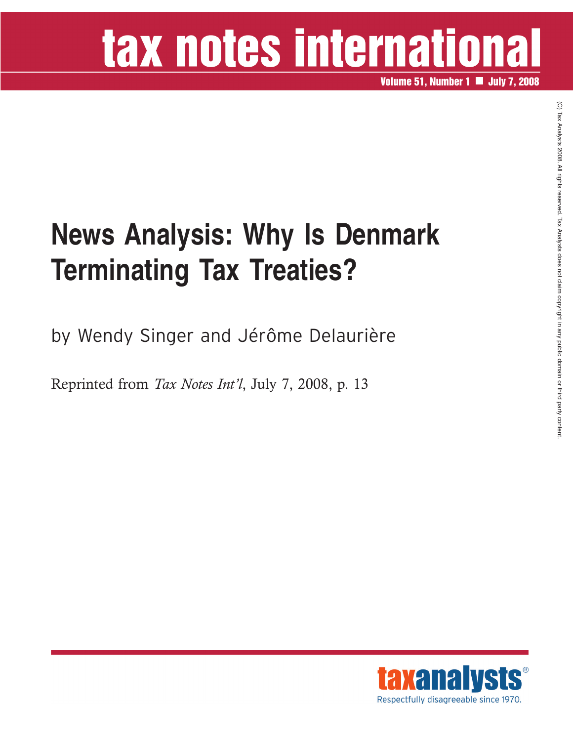# tax notes international

Volume 51, Number 1 ■ July 7, 2008

# News Analysis: Why Is Denmark Terminating Tax Treaties?

by Wendy Singer and Jérôme Delaurière

Reprinted from *Tax Notes Int'l*, July 7, 2008, p. 13

(C) Tax Analysts 2008. All rights reserved. Tax Analysts does not claim copyright in any public domain or third party content.

taxanalysts®

Respectfully disagreeable since 1970.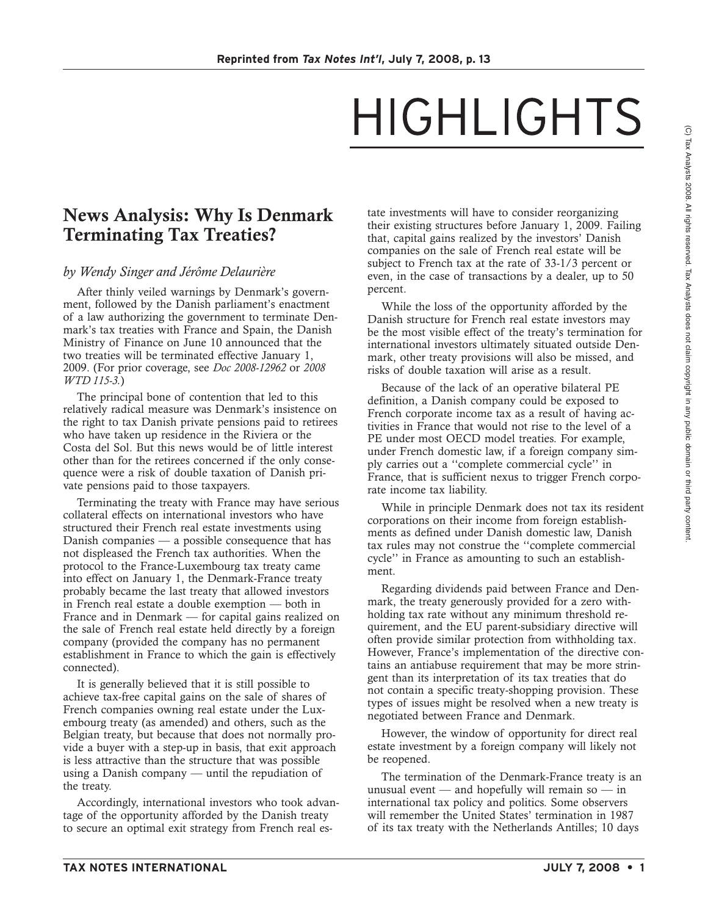# HIGHLIGHTS

## News Analysis: Why Is Denmark Terminating Tax Treaties?

*by Wendy Singer and Jérôme Delaurière*

After thinly veiled warnings by Denmark's government, followed by the Danish parliament's enactment of a law authorizing the government to terminate Denmark's tax treaties with France and Spain, the Danish Ministry of Finance on June 10 announced that the two treaties will be terminated effective January 1, 2009. (For prior coverage, see *Doc 2008-12962* or *2008 WTD 115-3.*)

The principal bone of contention that led to this relatively radical measure was Denmark's insistence on the right to tax Danish private pensions paid to retirees who have taken up residence in the Riviera or the Costa del Sol. But this news would be of little interest other than for the retirees concerned if the only consequence were a risk of double taxation of Danish private pensions paid to those taxpayers.

Terminating the treaty with France may have serious collateral effects on international investors who have structured their French real estate investments using Danish companies — a possible consequence that has not displeased the French tax authorities. When the protocol to the France-Luxembourg tax treaty came into effect on January 1, the Denmark-France treaty probably became the last treaty that allowed investors in French real estate a double exemption — both in France and in Denmark — for capital gains realized on the sale of French real estate held directly by a foreign company (provided the company has no permanent establishment in France to which the gain is effectively connected).

It is generally believed that it is still possible to achieve tax-free capital gains on the sale of shares of French companies owning real estate under the Luxembourg treaty (as amended) and others, such as the Belgian treaty, but because that does not normally provide a buyer with a step-up in basis, that exit approach is less attractive than the structure that was possible using a Danish company — until the repudiation of the treaty.

Accordingly, international investors who took advantage of the opportunity afforded by the Danish treaty to secure an optimal exit strategy from French real estate investments will have to consider reorganizing their existing structures before January 1, 2009. Failing that, capital gains realized by the investors' Danish companies on the sale of French real estate will be subject to French tax at the rate of 33-1/3 percent or even, in the case of transactions by a dealer, up to 50 percent.

While the loss of the opportunity afforded by the Danish structure for French real estate investors may be the most visible effect of the treaty's termination for international investors ultimately situated outside Denmark, other treaty provisions will also be missed, and risks of double taxation will arise as a result.

Because of the lack of an operative bilateral PE definition, a Danish company could be exposed to French corporate income tax as a result of having activities in France that would not rise to the level of a PE under most OECD model treaties. For example, under French domestic law, if a foreign company simply carries out a ''complete commercial cycle'' in France, that is sufficient nexus to trigger French corporate income tax liability.

While in principle Denmark does not tax its resident corporations on their income from foreign establishments as defined under Danish domestic law, Danish tax rules may not construe the ''complete commercial cycle'' in France as amounting to such an establishment.

Regarding dividends paid between France and Denmark, the treaty generously provided for a zero withholding tax rate without any minimum threshold requirement, and the EU parent-subsidiary directive will often provide similar protection from withholding tax. However, France's implementation of the directive contains an antiabuse requirement that may be more stringent than its interpretation of its tax treaties that do not contain a specific treaty-shopping provision. These types of issues might be resolved when a new treaty is negotiated between France and Denmark.

However, the window of opportunity for direct real estate investment by a foreign company will likely not be reopened.

The termination of the Denmark-France treaty is an unusual event — and hopefully will remain so — in international tax policy and politics. Some observers will remember the United States' termination in 1987 of its tax treaty with the Netherlands Antilles; 10 days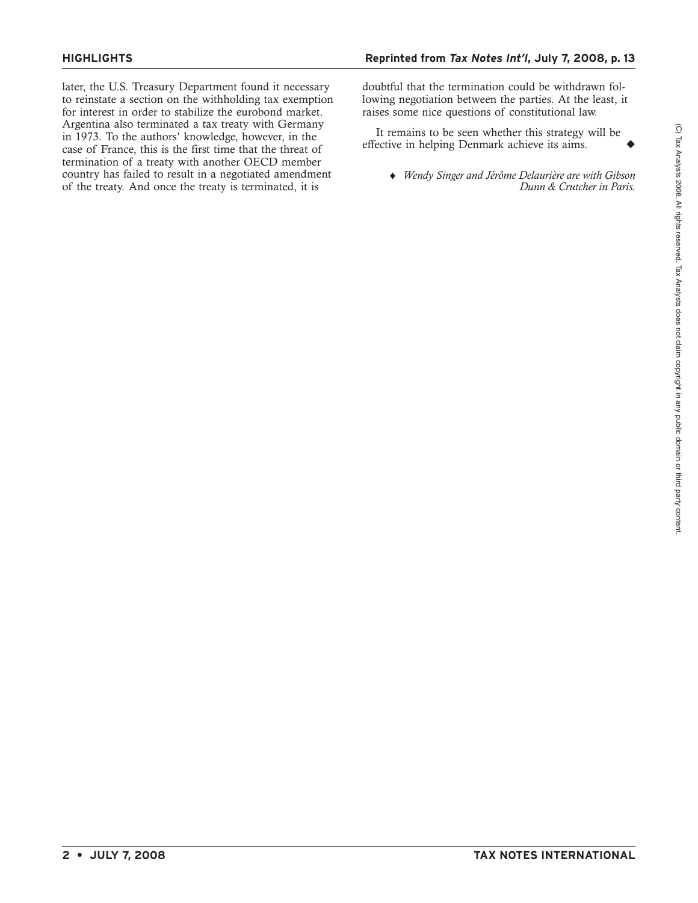later, the U.S. Treasury Department found it necessary to reinstate a section on the withholding tax exemption for interest in order to stabilize the eurobond market. Argentina also terminated a tax treaty with Germany in 1973. To the authors' knowledge, however, in the case of France, this is the first time that the threat of termination of a treaty with another OECD member country has failed to result in a negotiated amendment of the treaty. And once the treaty is terminated, it is doubtful that the termination could be withdrawn following negotiation between the parties. At the least, it raises some nice questions of constitutional law.

It remains to be seen whether this strategy will be effective in helping Denmark achieve its aims. ◆

♦ *Wendy Singer and Jérôme Delaurière are with Gibson Dunn & Crutcher in Paris.*